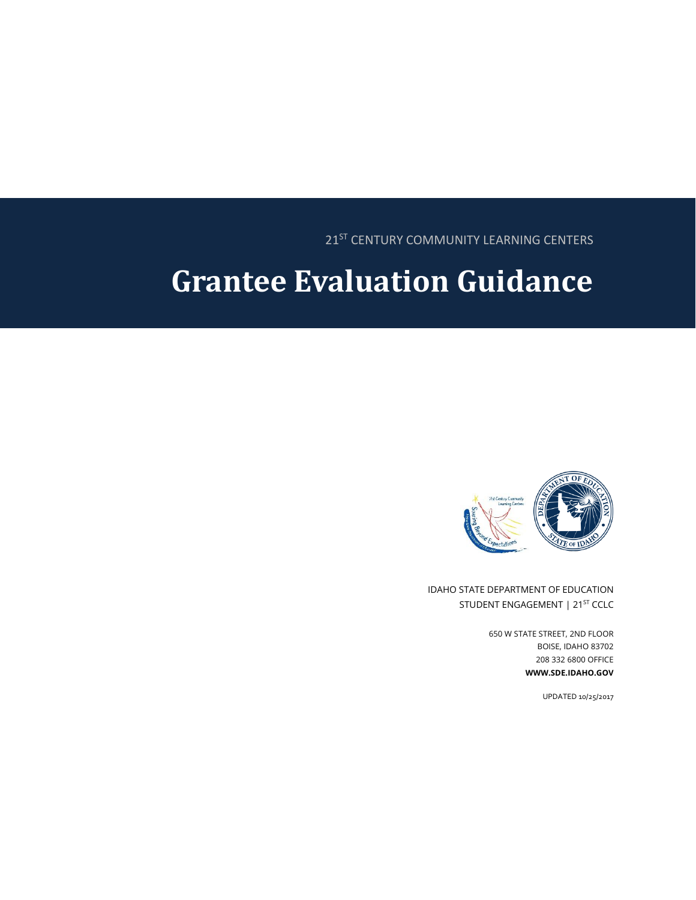21ST CENTURY COMMUNITY LEARNING CENTERS

# Grantee Evaluation Guidance

IDAHO STATE DEPARTMENT OF EDUCATION
STUDENT ENGAGEMENT | 21ST CCLC

650 W STATE STREET, 2ND FLOOR
BOISE, IDAHO 83702
208 332 6800 OFFICE
**WWW.SDE.IDAHO.GOV**

UPDATED 10/25/2017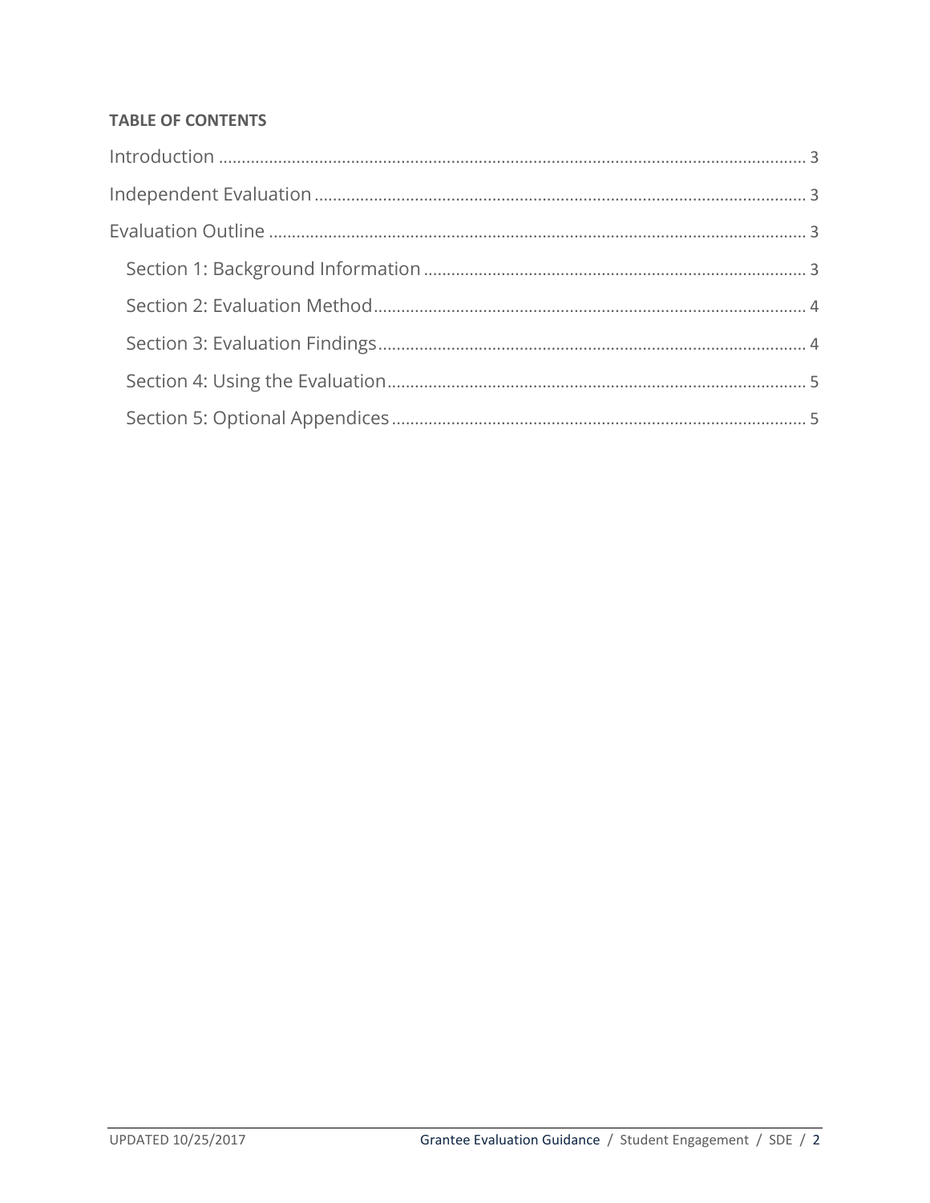**TABLE OF CONTENTS**

Introduction ........................................................................................................................ 3

Independent Evaluation ...................................................................................................... 3

Evaluation Outline .............................................................................................................. 3

- Section 1: Background Information ............................................................................. 3
- Section 2: Evaluation Method ...................................................................................... 4
- Section 3: Evaluation Findings ..................................................................................... 4
- Section 4: Using the Evaluation ................................................................................... 5
- Section 5: Optional Appendices ................................................................................... 5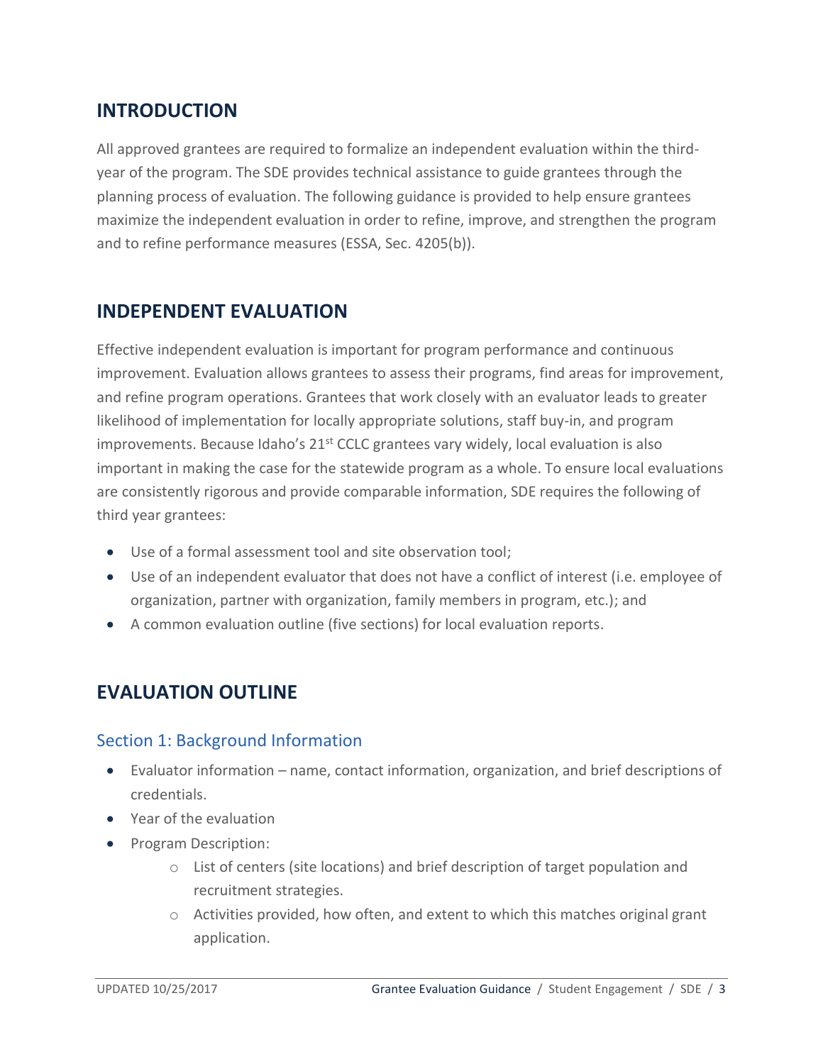## INTRODUCTION

All approved grantees are required to formalize an independent evaluation within the third-year of the program. The SDE provides technical assistance to guide grantees through the planning process of evaluation. The following guidance is provided to help ensure grantees maximize the independent evaluation in order to refine, improve, and strengthen the program and to refine performance measures (ESSA, Sec. 4205(b)).

## INDEPENDENT EVALUATION

Effective independent evaluation is important for program performance and continuous improvement. Evaluation allows grantees to assess their programs, find areas for improvement, and refine program operations. Grantees that work closely with an evaluator leads to greater likelihood of implementation for locally appropriate solutions, staff buy-in, and program improvements. Because Idaho's 21st CCLC grantees vary widely, local evaluation is also important in making the case for the statewide program as a whole. To ensure local evaluations are consistently rigorous and provide comparable information, SDE requires the following of third year grantees:

- Use of a formal assessment tool and site observation tool;
- Use of an independent evaluator that does not have a conflict of interest (i.e. employee of organization, partner with organization, family members in program, etc.); and
- A common evaluation outline (five sections) for local evaluation reports.

## EVALUATION OUTLINE

### Section 1: Background Information

- Evaluator information – name, contact information, organization, and brief descriptions of credentials.
- Year of the evaluation
- Program Description:
  - List of centers (site locations) and brief description of target population and recruitment strategies.
  - Activities provided, how often, and extent to which this matches original grant application.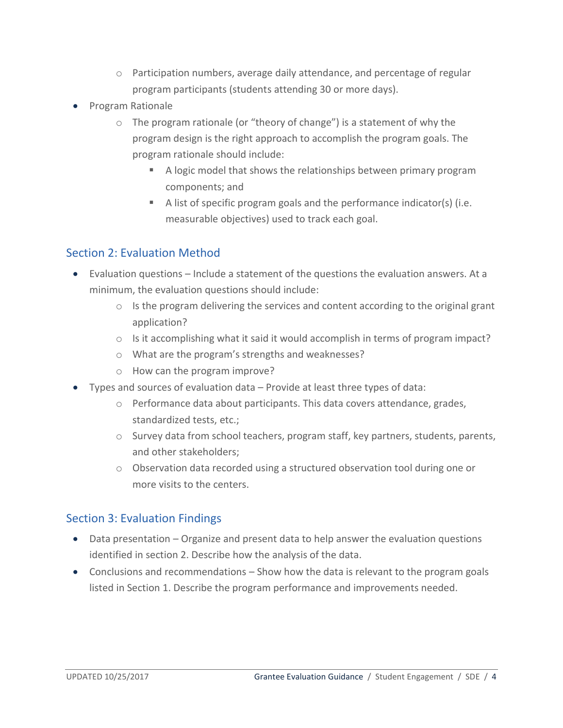- Participation numbers, average daily attendance, and percentage of regular program participants (students attending 30 or more days).
- Program Rationale
    - The program rationale (or "theory of change") is a statement of why the program design is the right approach to accomplish the program goals. The program rationale should include:
        - A logic model that shows the relationships between primary program components; and
        - A list of specific program goals and the performance indicator(s) (i.e. measurable objectives) used to track each goal.

## Section 2: Evaluation Method

- Evaluation questions – Include a statement of the questions the evaluation answers. At a minimum, the evaluation questions should include:
    - Is the program delivering the services and content according to the original grant application?
    - Is it accomplishing what it said it would accomplish in terms of program impact?
    - What are the program's strengths and weaknesses?
    - How can the program improve?
- Types and sources of evaluation data – Provide at least three types of data:
    - Performance data about participants. This data covers attendance, grades, standardized tests, etc.;
    - Survey data from school teachers, program staff, key partners, students, parents, and other stakeholders;
    - Observation data recorded using a structured observation tool during one or more visits to the centers.

## Section 3: Evaluation Findings

- Data presentation – Organize and present data to help answer the evaluation questions identified in section 2. Describe how the analysis of the data.
- Conclusions and recommendations – Show how the data is relevant to the program goals listed in Section 1. Describe the program performance and improvements needed.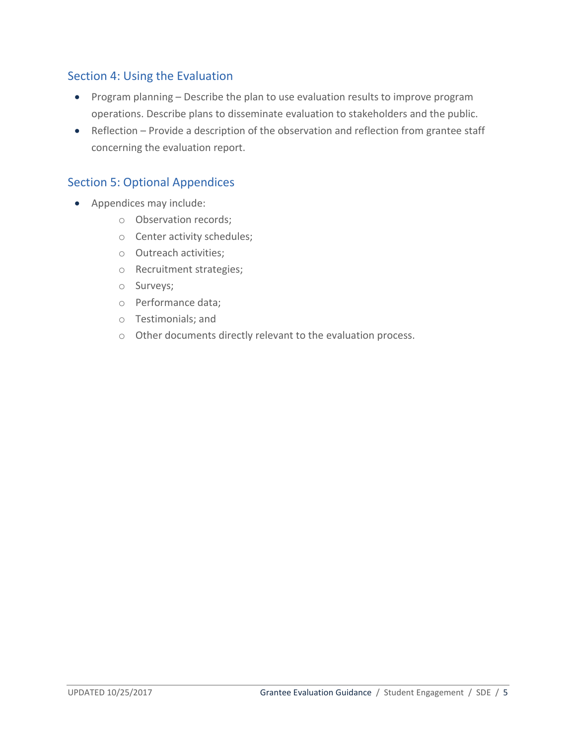## Section 4: Using the Evaluation

- Program planning – Describe the plan to use evaluation results to improve program operations. Describe plans to disseminate evaluation to stakeholders and the public.
- Reflection – Provide a description of the observation and reflection from grantee staff concerning the evaluation report.

## Section 5: Optional Appendices

- Appendices may include:
  - Observation records;
  - Center activity schedules;
  - Outreach activities;
  - Recruitment strategies;
  - Surveys;
  - Performance data;
  - Testimonials; and
  - Other documents directly relevant to the evaluation process.